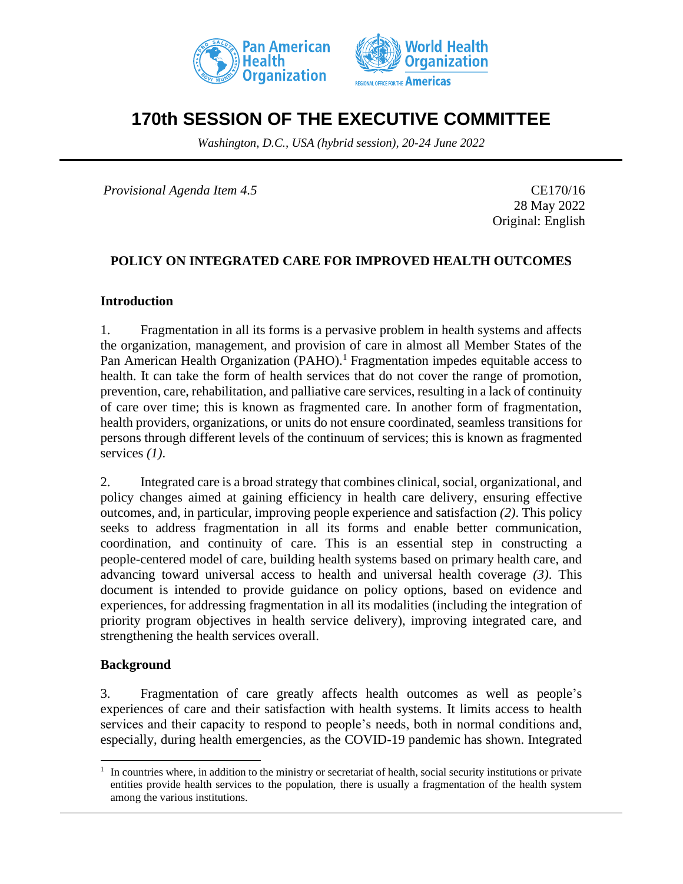# 170th SESSION OF THE EXECUTIVE COMMITTEE

*Washington, D.C., USA (hybrid session), 20-24 June 2022*

*Provisional Agenda Item 4.5*

CE170/16
28 May 2022
Original: English

## POLICY ON INTEGRATED CARE FOR IMPROVED HEALTH OUTCOMES

### Introduction

1. Fragmentation in all its forms is a pervasive problem in health systems and affects the organization, management, and provision of care in almost all Member States of the Pan American Health Organization (PAHO).[1] Fragmentation impedes equitable access to health. It can take the form of health services that do not cover the range of promotion, prevention, care, rehabilitation, and palliative care services, resulting in a lack of continuity of care over time; this is known as fragmented care. In another form of fragmentation, health providers, organizations, or units do not ensure coordinated, seamless transitions for persons through different levels of the continuum of services; this is known as fragmented services *(1)*.

2. Integrated care is a broad strategy that combines clinical, social, organizational, and policy changes aimed at gaining efficiency in health care delivery, ensuring effective outcomes, and, in particular, improving people experience and satisfaction *(2)*. This policy seeks to address fragmentation in all its forms and enable better communication, coordination, and continuity of care. This is an essential step in constructing a people-centered model of care, building health systems based on primary health care, and advancing toward universal access to health and universal health coverage *(3)*. This document is intended to provide guidance on policy options, based on evidence and experiences, for addressing fragmentation in all its modalities (including the integration of priority program objectives in health service delivery), improving integrated care, and strengthening the health services overall.

### Background

3. Fragmentation of care greatly affects health outcomes as well as people's experiences of care and their satisfaction with health systems. It limits access to health services and their capacity to respond to people's needs, both in normal conditions and, especially, during health emergencies, as the COVID-19 pandemic has shown. Integrated

[1] In countries where, in addition to the ministry or secretariat of health, social security institutions or private entities provide health services to the population, there is usually a fragmentation of the health system among the various institutions.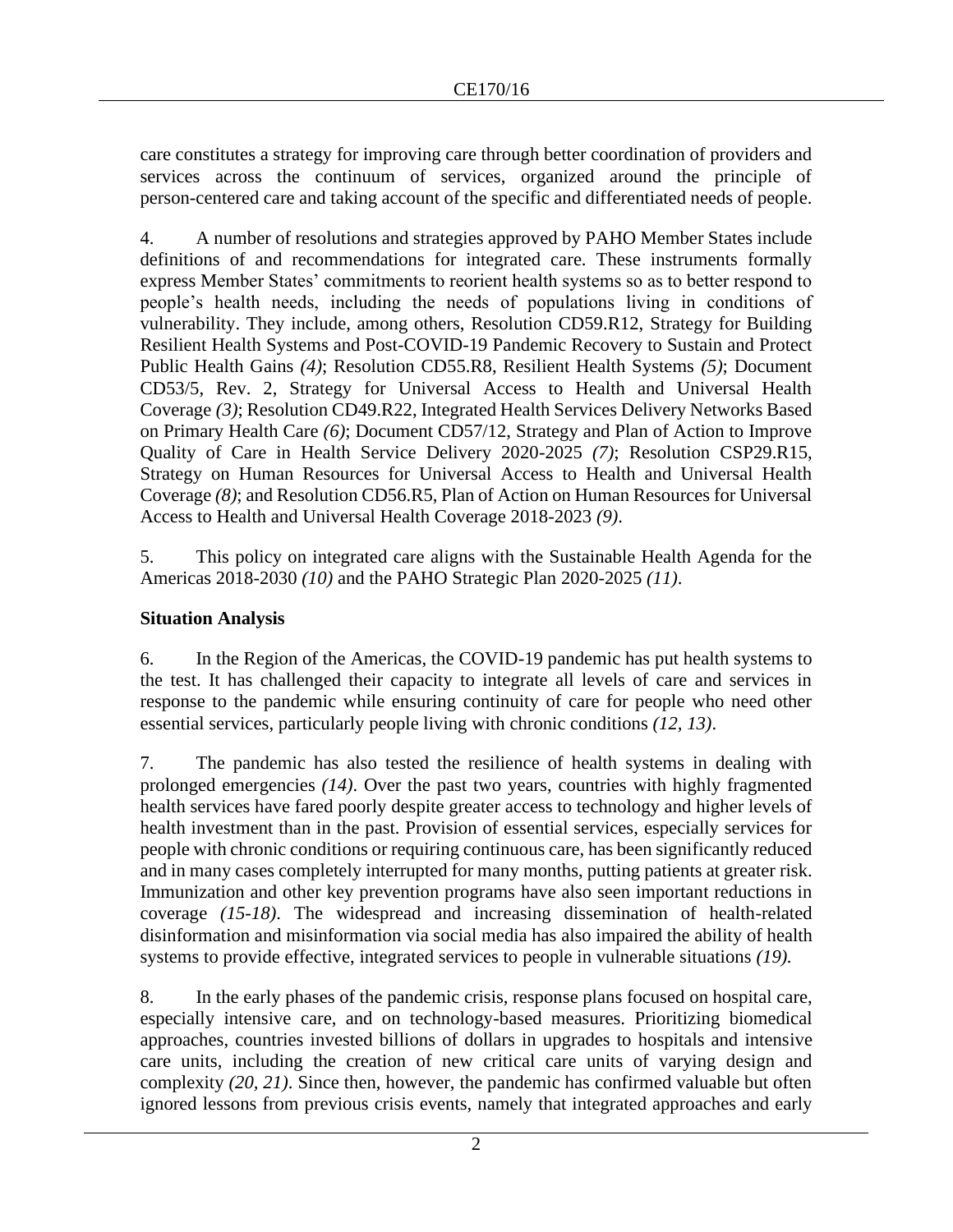care constitutes a strategy for improving care through better coordination of providers and services across the continuum of services, organized around the principle of person-centered care and taking account of the specific and differentiated needs of people.

4. A number of resolutions and strategies approved by PAHO Member States include definitions of and recommendations for integrated care. These instruments formally express Member States' commitments to reorient health systems so as to better respond to people's health needs, including the needs of populations living in conditions of vulnerability. They include, among others, Resolution CD59.R12, Strategy for Building Resilient Health Systems and Post-COVID-19 Pandemic Recovery to Sustain and Protect Public Health Gains *(4)*; Resolution CD55.R8, Resilient Health Systems *(5)*; Document CD53/5, Rev. 2, Strategy for Universal Access to Health and Universal Health Coverage *(3)*; Resolution CD49.R22, Integrated Health Services Delivery Networks Based on Primary Health Care *(6)*; Document CD57/12, Strategy and Plan of Action to Improve Quality of Care in Health Service Delivery 2020-2025 *(7)*; Resolution CSP29.R15, Strategy on Human Resources for Universal Access to Health and Universal Health Coverage *(8)*; and Resolution CD56.R5, Plan of Action on Human Resources for Universal Access to Health and Universal Health Coverage 2018-2023 *(9)*.

5. This policy on integrated care aligns with the Sustainable Health Agenda for the Americas 2018-2030 *(10)* and the PAHO Strategic Plan 2020-2025 *(11)*.

**Situation Analysis**

6. In the Region of the Americas, the COVID-19 pandemic has put health systems to the test. It has challenged their capacity to integrate all levels of care and services in response to the pandemic while ensuring continuity of care for people who need other essential services, particularly people living with chronic conditions *(12, 13)*.

7. The pandemic has also tested the resilience of health systems in dealing with prolonged emergencies *(14)*. Over the past two years, countries with highly fragmented health services have fared poorly despite greater access to technology and higher levels of health investment than in the past. Provision of essential services, especially services for people with chronic conditions or requiring continuous care, has been significantly reduced and in many cases completely interrupted for many months, putting patients at greater risk. Immunization and other key prevention programs have also seen important reductions in coverage *(15-18)*. The widespread and increasing dissemination of health-related disinformation and misinformation via social media has also impaired the ability of health systems to provide effective, integrated services to people in vulnerable situations *(19)*.

8. In the early phases of the pandemic crisis, response plans focused on hospital care, especially intensive care, and on technology-based measures. Prioritizing biomedical approaches, countries invested billions of dollars in upgrades to hospitals and intensive care units, including the creation of new critical care units of varying design and complexity *(20, 21)*. Since then, however, the pandemic has confirmed valuable but often ignored lessons from previous crisis events, namely that integrated approaches and early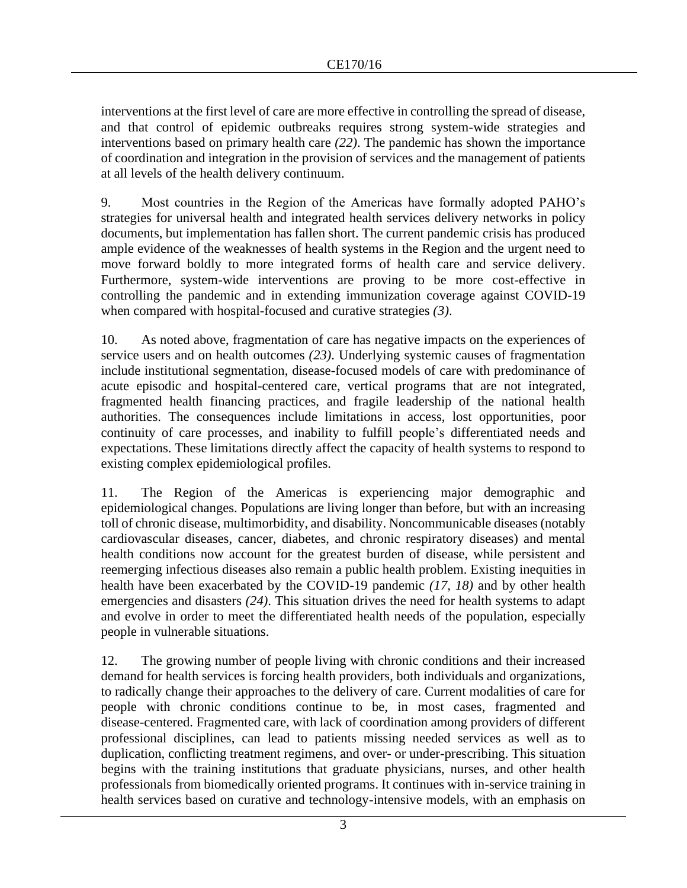interventions at the first level of care are more effective in controlling the spread of disease, and that control of epidemic outbreaks requires strong system-wide strategies and interventions based on primary health care *(22)*. The pandemic has shown the importance of coordination and integration in the provision of services and the management of patients at all levels of the health delivery continuum.

9. Most countries in the Region of the Americas have formally adopted PAHO's strategies for universal health and integrated health services delivery networks in policy documents, but implementation has fallen short. The current pandemic crisis has produced ample evidence of the weaknesses of health systems in the Region and the urgent need to move forward boldly to more integrated forms of health care and service delivery. Furthermore, system-wide interventions are proving to be more cost-effective in controlling the pandemic and in extending immunization coverage against COVID-19 when compared with hospital-focused and curative strategies *(3)*.

10. As noted above, fragmentation of care has negative impacts on the experiences of service users and on health outcomes *(23)*. Underlying systemic causes of fragmentation include institutional segmentation, disease-focused models of care with predominance of acute episodic and hospital-centered care, vertical programs that are not integrated, fragmented health financing practices, and fragile leadership of the national health authorities. The consequences include limitations in access, lost opportunities, poor continuity of care processes, and inability to fulfill people's differentiated needs and expectations. These limitations directly affect the capacity of health systems to respond to existing complex epidemiological profiles.

11. The Region of the Americas is experiencing major demographic and epidemiological changes. Populations are living longer than before, but with an increasing toll of chronic disease, multimorbidity, and disability. Noncommunicable diseases (notably cardiovascular diseases, cancer, diabetes, and chronic respiratory diseases) and mental health conditions now account for the greatest burden of disease, while persistent and reemerging infectious diseases also remain a public health problem. Existing inequities in health have been exacerbated by the COVID-19 pandemic *(17, 18)* and by other health emergencies and disasters *(24)*. This situation drives the need for health systems to adapt and evolve in order to meet the differentiated health needs of the population, especially people in vulnerable situations.

12. The growing number of people living with chronic conditions and their increased demand for health services is forcing health providers, both individuals and organizations, to radically change their approaches to the delivery of care. Current modalities of care for people with chronic conditions continue to be, in most cases, fragmented and disease-centered. Fragmented care, with lack of coordination among providers of different professional disciplines, can lead to patients missing needed services as well as to duplication, conflicting treatment regimens, and over- or under-prescribing. This situation begins with the training institutions that graduate physicians, nurses, and other health professionals from biomedically oriented programs. It continues with in-service training in health services based on curative and technology-intensive models, with an emphasis on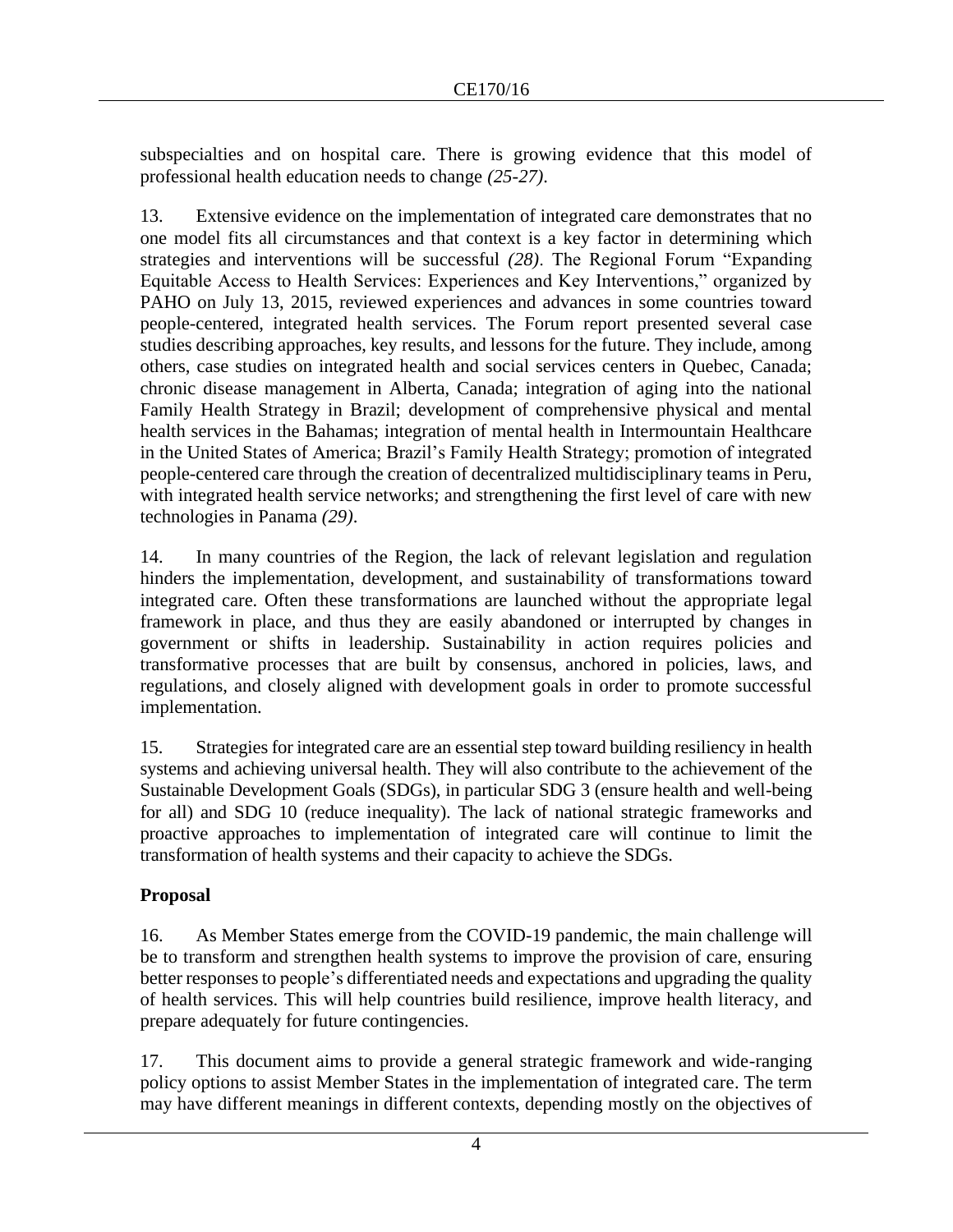subspecialties and on hospital care. There is growing evidence that this model of professional health education needs to change *(25-27)*.

13. Extensive evidence on the implementation of integrated care demonstrates that no one model fits all circumstances and that context is a key factor in determining which strategies and interventions will be successful *(28)*. The Regional Forum "Expanding Equitable Access to Health Services: Experiences and Key Interventions," organized by PAHO on July 13, 2015, reviewed experiences and advances in some countries toward people-centered, integrated health services. The Forum report presented several case studies describing approaches, key results, and lessons for the future. They include, among others, case studies on integrated health and social services centers in Quebec, Canada; chronic disease management in Alberta, Canada; integration of aging into the national Family Health Strategy in Brazil; development of comprehensive physical and mental health services in the Bahamas; integration of mental health in Intermountain Healthcare in the United States of America; Brazil's Family Health Strategy; promotion of integrated people-centered care through the creation of decentralized multidisciplinary teams in Peru, with integrated health service networks; and strengthening the first level of care with new technologies in Panama *(29)*.

14. In many countries of the Region, the lack of relevant legislation and regulation hinders the implementation, development, and sustainability of transformations toward integrated care. Often these transformations are launched without the appropriate legal framework in place, and thus they are easily abandoned or interrupted by changes in government or shifts in leadership. Sustainability in action requires policies and transformative processes that are built by consensus, anchored in policies, laws, and regulations, and closely aligned with development goals in order to promote successful implementation.

15. Strategies for integrated care are an essential step toward building resiliency in health systems and achieving universal health. They will also contribute to the achievement of the Sustainable Development Goals (SDGs), in particular SDG 3 (ensure health and well-being for all) and SDG 10 (reduce inequality). The lack of national strategic frameworks and proactive approaches to implementation of integrated care will continue to limit the transformation of health systems and their capacity to achieve the SDGs.

## Proposal

16. As Member States emerge from the COVID-19 pandemic, the main challenge will be to transform and strengthen health systems to improve the provision of care, ensuring better responses to people's differentiated needs and expectations and upgrading the quality of health services. This will help countries build resilience, improve health literacy, and prepare adequately for future contingencies.

17. This document aims to provide a general strategic framework and wide-ranging policy options to assist Member States in the implementation of integrated care. The term may have different meanings in different contexts, depending mostly on the objectives of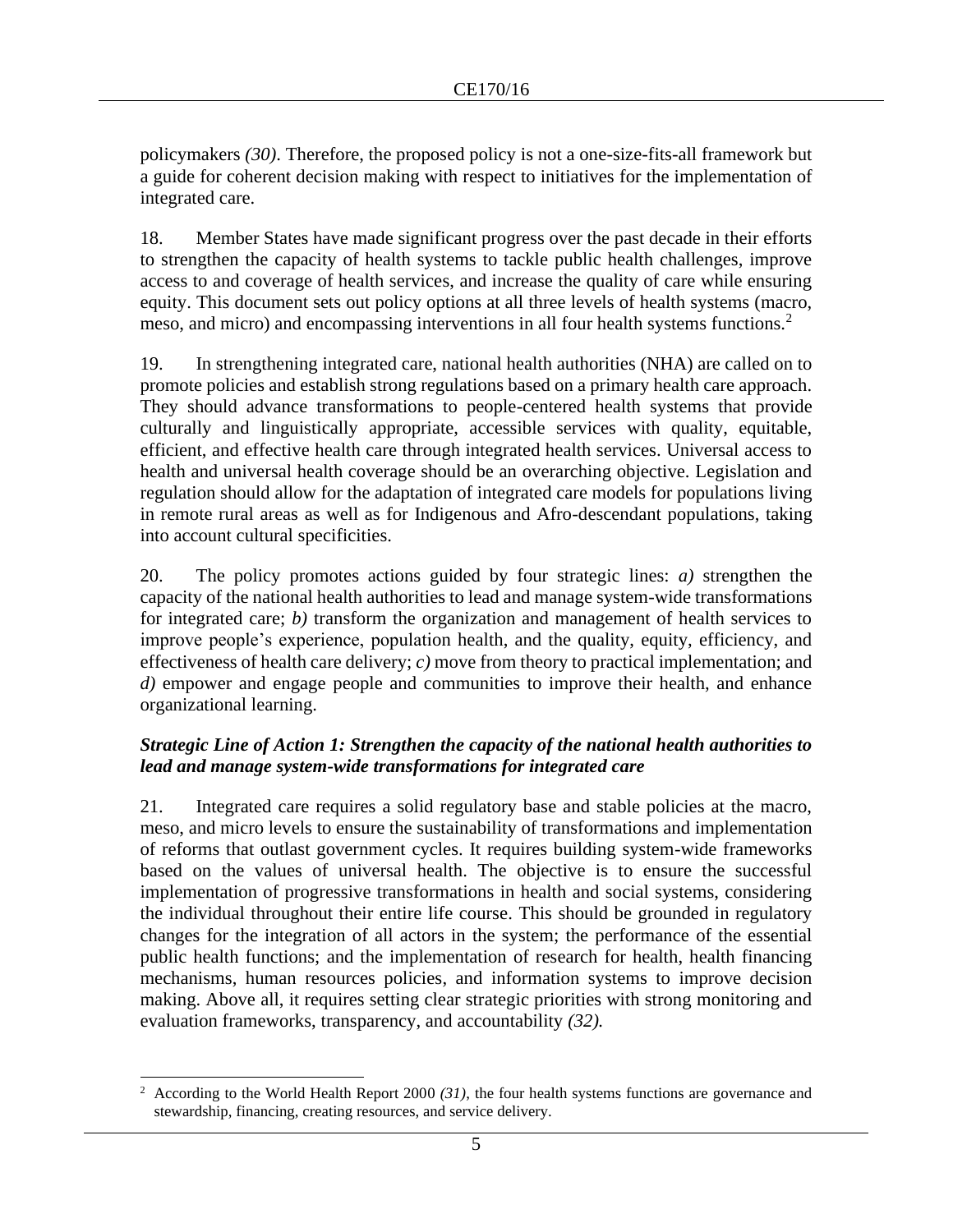policymakers *(30)*. Therefore, the proposed policy is not a one-size-fits-all framework but a guide for coherent decision making with respect to initiatives for the implementation of integrated care.

18. Member States have made significant progress over the past decade in their efforts to strengthen the capacity of health systems to tackle public health challenges, improve access to and coverage of health services, and increase the quality of care while ensuring equity. This document sets out policy options at all three levels of health systems (macro, meso, and micro) and encompassing interventions in all four health systems functions.[2]

19. In strengthening integrated care, national health authorities (NHA) are called on to promote policies and establish strong regulations based on a primary health care approach. They should advance transformations to people-centered health systems that provide culturally and linguistically appropriate, accessible services with quality, equitable, efficient, and effective health care through integrated health services. Universal access to health and universal health coverage should be an overarching objective. Legislation and regulation should allow for the adaptation of integrated care models for populations living in remote rural areas as well as for Indigenous and Afro-descendant populations, taking into account cultural specificities.

20. The policy promotes actions guided by four strategic lines: *a)* strengthen the capacity of the national health authorities to lead and manage system-wide transformations for integrated care; *b)* transform the organization and management of health services to improve people's experience, population health, and the quality, equity, efficiency, and effectiveness of health care delivery; *c)* move from theory to practical implementation; and *d)* empower and engage people and communities to improve their health, and enhance organizational learning.

### *Strategic Line of Action 1: Strengthen the capacity of the national health authorities to lead and manage system-wide transformations for integrated care*

21. Integrated care requires a solid regulatory base and stable policies at the macro, meso, and micro levels to ensure the sustainability of transformations and implementation of reforms that outlast government cycles. It requires building system-wide frameworks based on the values of universal health. The objective is to ensure the successful implementation of progressive transformations in health and social systems, considering the individual throughout their entire life course. This should be grounded in regulatory changes for the integration of all actors in the system; the performance of the essential public health functions; and the implementation of research for health, health financing mechanisms, human resources policies, and information systems to improve decision making. Above all, it requires setting clear strategic priorities with strong monitoring and evaluation frameworks, transparency, and accountability *(32).*

---

[2] According to the World Health Report 2000 *(31)*, the four health systems functions are governance and stewardship, financing, creating resources, and service delivery.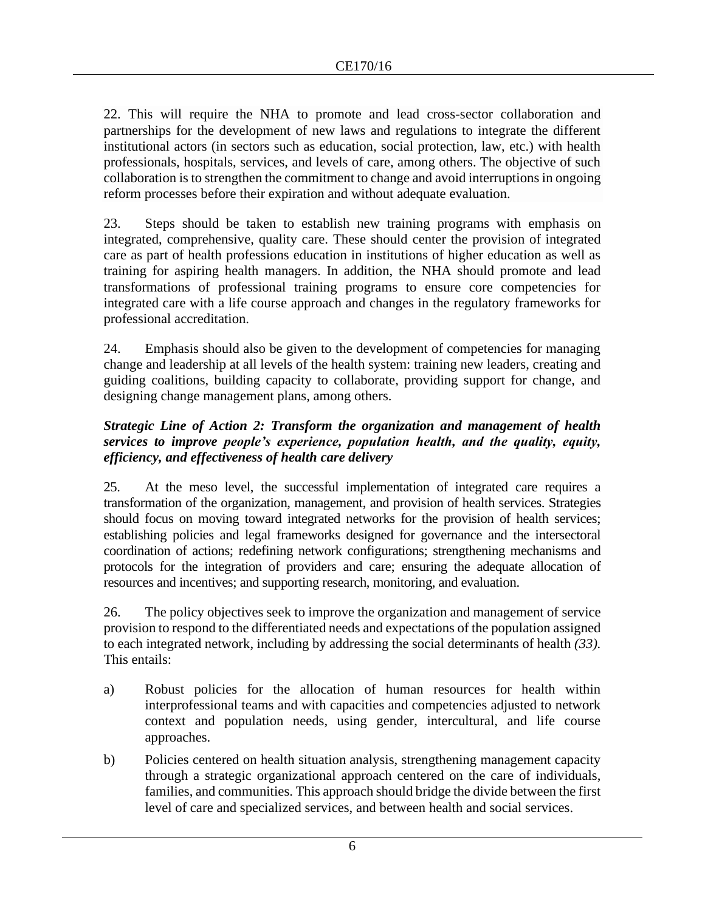22. This will require the NHA to promote and lead cross-sector collaboration and partnerships for the development of new laws and regulations to integrate the different institutional actors (in sectors such as education, social protection, law, etc.) with health professionals, hospitals, services, and levels of care, among others. The objective of such collaboration is to strengthen the commitment to change and avoid interruptions in ongoing reform processes before their expiration and without adequate evaluation.

23. Steps should be taken to establish new training programs with emphasis on integrated, comprehensive, quality care. These should center the provision of integrated care as part of health professions education in institutions of higher education as well as training for aspiring health managers. In addition, the NHA should promote and lead transformations of professional training programs to ensure core competencies for integrated care with a life course approach and changes in the regulatory frameworks for professional accreditation.

24. Emphasis should also be given to the development of competencies for managing change and leadership at all levels of the health system: training new leaders, creating and guiding coalitions, building capacity to collaborate, providing support for change, and designing change management plans, among others.

***Strategic Line of Action 2: Transform the organization and management of health services to improve people's experience, population health, and the quality, equity, efficiency, and effectiveness of health care delivery***

25. At the meso level, the successful implementation of integrated care requires a transformation of the organization, management, and provision of health services. Strategies should focus on moving toward integrated networks for the provision of health services; establishing policies and legal frameworks designed for governance and the intersectoral coordination of actions; redefining network configurations; strengthening mechanisms and protocols for the integration of providers and care; ensuring the adequate allocation of resources and incentives; and supporting research, monitoring, and evaluation.

26. The policy objectives seek to improve the organization and management of service provision to respond to the differentiated needs and expectations of the population assigned to each integrated network, including by addressing the social determinants of health *(33)*. This entails:

a) Robust policies for the allocation of human resources for health within interprofessional teams and with capacities and competencies adjusted to network context and population needs, using gender, intercultural, and life course approaches.

b) Policies centered on health situation analysis, strengthening management capacity through a strategic organizational approach centered on the care of individuals, families, and communities. This approach should bridge the divide between the first level of care and specialized services, and between health and social services.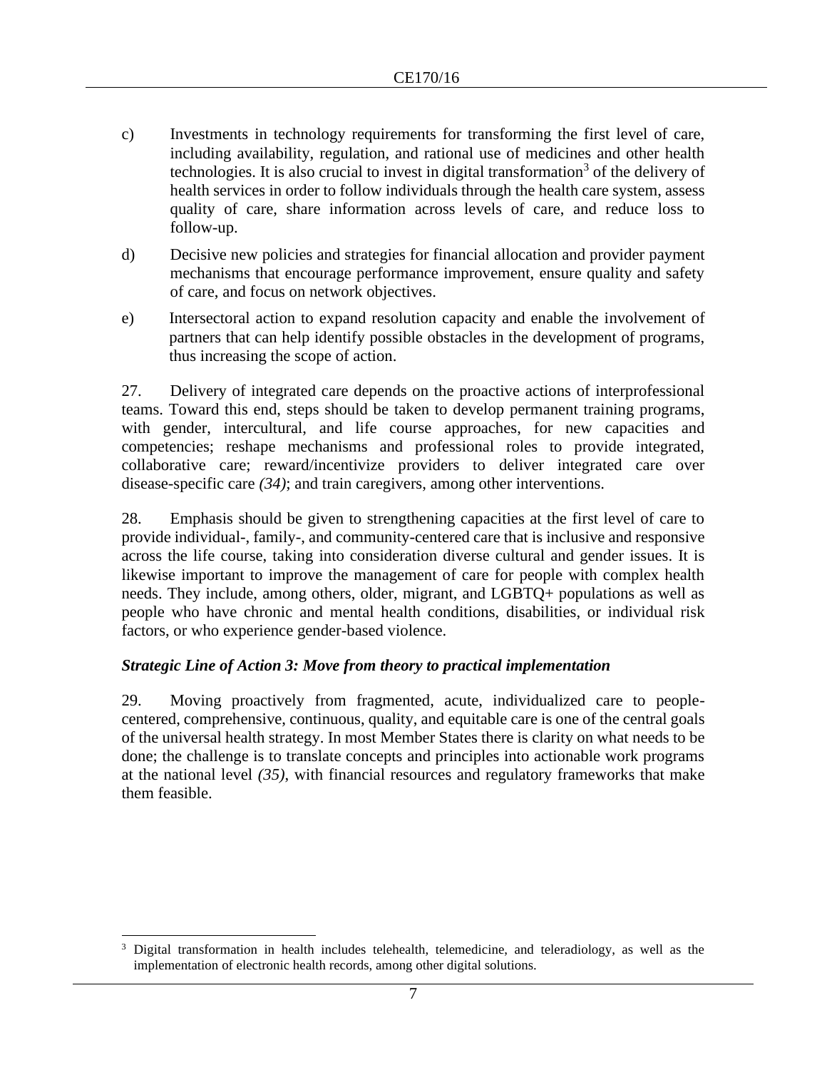c) Investments in technology requirements for transforming the first level of care, including availability, regulation, and rational use of medicines and other health technologies. It is also crucial to invest in digital transformation[3] of the delivery of health services in order to follow individuals through the health care system, assess quality of care, share information across levels of care, and reduce loss to follow-up.

d) Decisive new policies and strategies for financial allocation and provider payment mechanisms that encourage performance improvement, ensure quality and safety of care, and focus on network objectives.

e) Intersectoral action to expand resolution capacity and enable the involvement of partners that can help identify possible obstacles in the development of programs, thus increasing the scope of action.

27. Delivery of integrated care depends on the proactive actions of interprofessional teams. Toward this end, steps should be taken to develop permanent training programs, with gender, intercultural, and life course approaches, for new capacities and competencies; reshape mechanisms and professional roles to provide integrated, collaborative care; reward/incentivize providers to deliver integrated care over disease-specific care *(34)*; and train caregivers, among other interventions.

28. Emphasis should be given to strengthening capacities at the first level of care to provide individual-, family-, and community-centered care that is inclusive and responsive across the life course, taking into consideration diverse cultural and gender issues. It is likewise important to improve the management of care for people with complex health needs. They include, among others, older, migrant, and LGBTQ+ populations as well as people who have chronic and mental health conditions, disabilities, or individual risk factors, or who experience gender-based violence.

***Strategic Line of Action 3: Move from theory to practical implementation***

29. Moving proactively from fragmented, acute, individualized care to people-centered, comprehensive, continuous, quality, and equitable care is one of the central goals of the universal health strategy. In most Member States there is clarity on what needs to be done; the challenge is to translate concepts and principles into actionable work programs at the national level *(35)*, with financial resources and regulatory frameworks that make them feasible.

---

[3] Digital transformation in health includes telehealth, telemedicine, and teleradiology, as well as the implementation of electronic health records, among other digital solutions.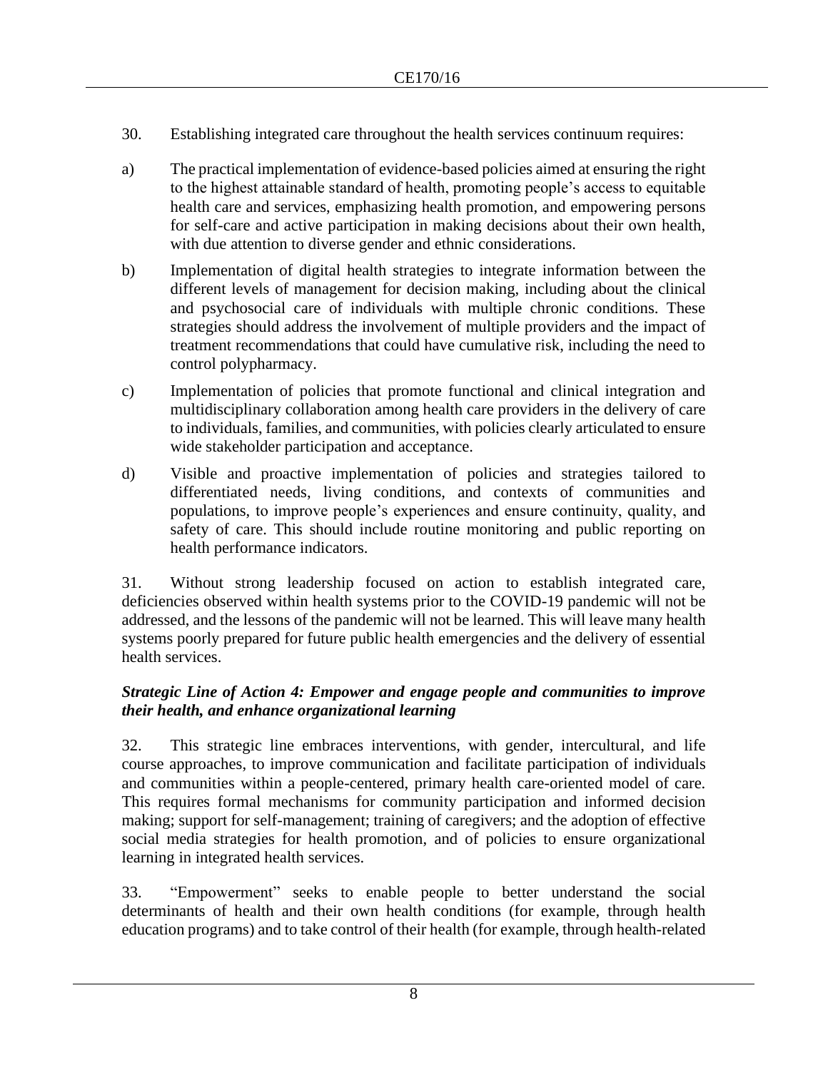30. Establishing integrated care throughout the health services continuum requires:

a) The practical implementation of evidence-based policies aimed at ensuring the right to the highest attainable standard of health, promoting people's access to equitable health care and services, emphasizing health promotion, and empowering persons for self-care and active participation in making decisions about their own health, with due attention to diverse gender and ethnic considerations.

b) Implementation of digital health strategies to integrate information between the different levels of management for decision making, including about the clinical and psychosocial care of individuals with multiple chronic conditions. These strategies should address the involvement of multiple providers and the impact of treatment recommendations that could have cumulative risk, including the need to control polypharmacy.

c) Implementation of policies that promote functional and clinical integration and multidisciplinary collaboration among health care providers in the delivery of care to individuals, families, and communities, with policies clearly articulated to ensure wide stakeholder participation and acceptance.

d) Visible and proactive implementation of policies and strategies tailored to differentiated needs, living conditions, and contexts of communities and populations, to improve people's experiences and ensure continuity, quality, and safety of care. This should include routine monitoring and public reporting on health performance indicators.

31. Without strong leadership focused on action to establish integrated care, deficiencies observed within health systems prior to the COVID-19 pandemic will not be addressed, and the lessons of the pandemic will not be learned. This will leave many health systems poorly prepared for future public health emergencies and the delivery of essential health services.

***Strategic Line of Action 4: Empower and engage people and communities to improve their health, and enhance organizational learning***

32. This strategic line embraces interventions, with gender, intercultural, and life course approaches, to improve communication and facilitate participation of individuals and communities within a people-centered, primary health care-oriented model of care. This requires formal mechanisms for community participation and informed decision making; support for self-management; training of caregivers; and the adoption of effective social media strategies for health promotion, and of policies to ensure organizational learning in integrated health services.

33. "Empowerment" seeks to enable people to better understand the social determinants of health and their own health conditions (for example, through health education programs) and to take control of their health (for example, through health-related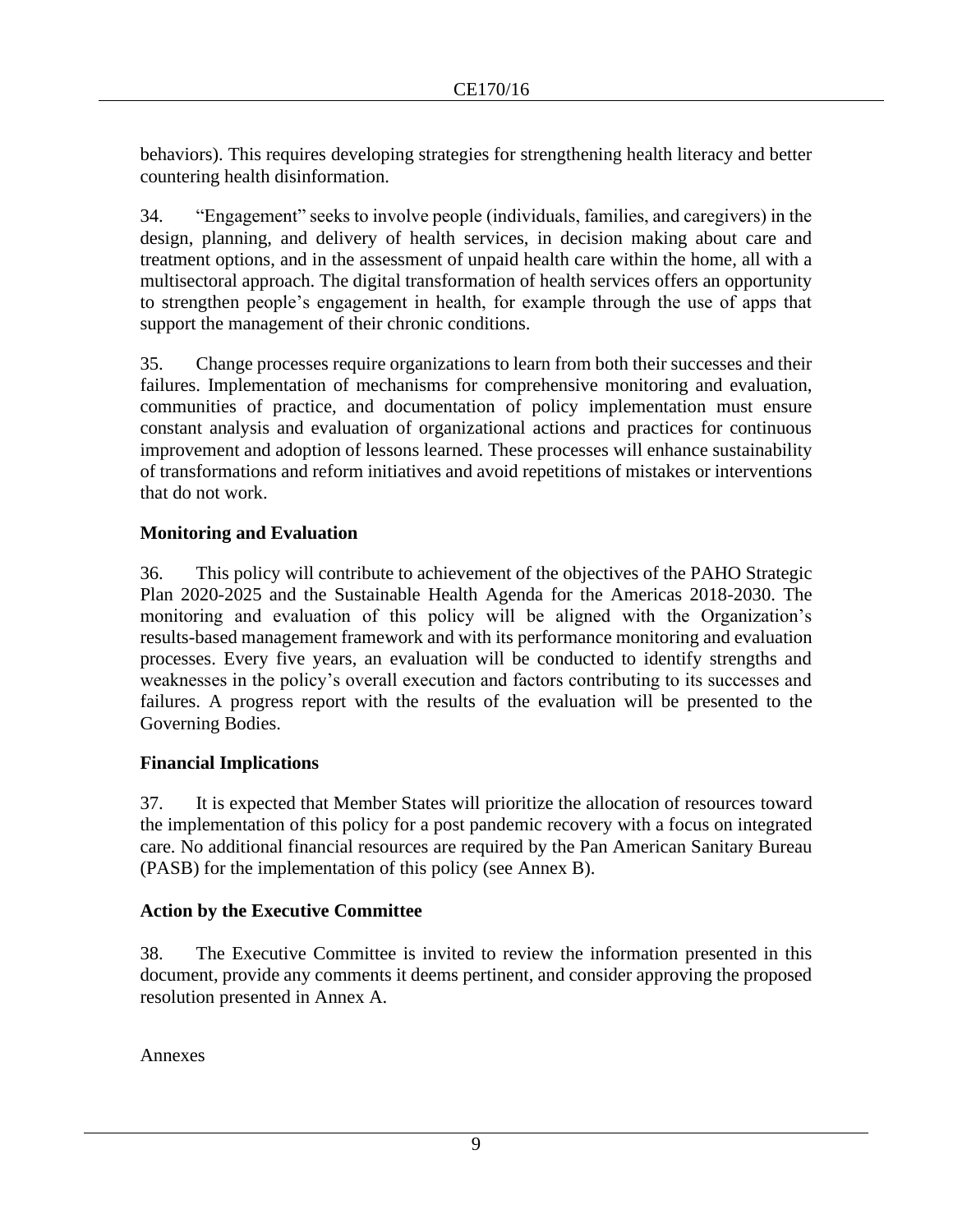behaviors). This requires developing strategies for strengthening health literacy and better countering health disinformation.

34. "Engagement" seeks to involve people (individuals, families, and caregivers) in the design, planning, and delivery of health services, in decision making about care and treatment options, and in the assessment of unpaid health care within the home, all with a multisectoral approach. The digital transformation of health services offers an opportunity to strengthen people's engagement in health, for example through the use of apps that support the management of their chronic conditions.

35. Change processes require organizations to learn from both their successes and their failures. Implementation of mechanisms for comprehensive monitoring and evaluation, communities of practice, and documentation of policy implementation must ensure constant analysis and evaluation of organizational actions and practices for continuous improvement and adoption of lessons learned. These processes will enhance sustainability of transformations and reform initiatives and avoid repetitions of mistakes or interventions that do not work.

## Monitoring and Evaluation

36. This policy will contribute to achievement of the objectives of the PAHO Strategic Plan 2020-2025 and the Sustainable Health Agenda for the Americas 2018-2030. The monitoring and evaluation of this policy will be aligned with the Organization's results-based management framework and with its performance monitoring and evaluation processes. Every five years, an evaluation will be conducted to identify strengths and weaknesses in the policy's overall execution and factors contributing to its successes and failures. A progress report with the results of the evaluation will be presented to the Governing Bodies.

## Financial Implications

37. It is expected that Member States will prioritize the allocation of resources toward the implementation of this policy for a post pandemic recovery with a focus on integrated care. No additional financial resources are required by the Pan American Sanitary Bureau (PASB) for the implementation of this policy (see Annex B).

## Action by the Executive Committee

38. The Executive Committee is invited to review the information presented in this document, provide any comments it deems pertinent, and consider approving the proposed resolution presented in Annex A.

Annexes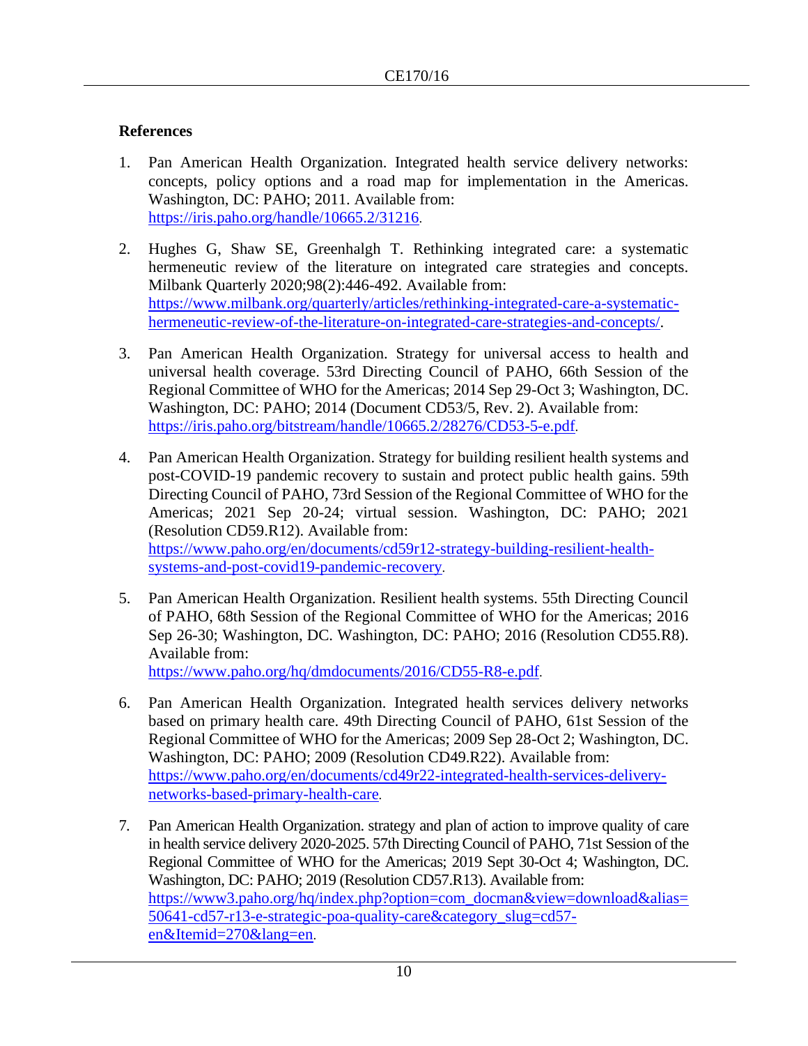### References

1. Pan American Health Organization. Integrated health service delivery networks: concepts, policy options and a road map for implementation in the Americas. Washington, DC: PAHO; 2011. Available from: https://iris.paho.org/handle/10665.2/31216.

2. Hughes G, Shaw SE, Greenhalgh T. Rethinking integrated care: a systematic hermeneutic review of the literature on integrated care strategies and concepts. Milbank Quarterly 2020;98(2):446-492. Available from: https://www.milbank.org/quarterly/articles/rethinking-integrated-care-a-systematic-hermeneutic-review-of-the-literature-on-integrated-care-strategies-and-concepts/.

3. Pan American Health Organization. Strategy for universal access to health and universal health coverage. 53rd Directing Council of PAHO, 66th Session of the Regional Committee of WHO for the Americas; 2014 Sep 29-Oct 3; Washington, DC. Washington, DC: PAHO; 2014 (Document CD53/5, Rev. 2). Available from: https://iris.paho.org/bitstream/handle/10665.2/28276/CD53-5-e.pdf.

4. Pan American Health Organization. Strategy for building resilient health systems and post-COVID-19 pandemic recovery to sustain and protect public health gains. 59th Directing Council of PAHO, 73rd Session of the Regional Committee of WHO for the Americas; 2021 Sep 20-24; virtual session. Washington, DC: PAHO; 2021 (Resolution CD59.R12). Available from: https://www.paho.org/en/documents/cd59r12-strategy-building-resilient-health-systems-and-post-covid19-pandemic-recovery.

5. Pan American Health Organization. Resilient health systems. 55th Directing Council of PAHO, 68th Session of the Regional Committee of WHO for the Americas; 2016 Sep 26-30; Washington, DC. Washington, DC: PAHO; 2016 (Resolution CD55.R8). Available from: https://www.paho.org/hq/dmdocuments/2016/CD55-R8-e.pdf.

6. Pan American Health Organization. Integrated health services delivery networks based on primary health care. 49th Directing Council of PAHO, 61st Session of the Regional Committee of WHO for the Americas; 2009 Sep 28-Oct 2; Washington, DC. Washington, DC: PAHO; 2009 (Resolution CD49.R22). Available from: https://www.paho.org/en/documents/cd49r22-integrated-health-services-delivery-networks-based-primary-health-care.

7. Pan American Health Organization. strategy and plan of action to improve quality of care in health service delivery 2020-2025. 57th Directing Council of PAHO, 71st Session of the Regional Committee of WHO for the Americas; 2019 Sept 30-Oct 4; Washington, DC. Washington, DC: PAHO; 2019 (Resolution CD57.R13). Available from: https://www3.paho.org/hq/index.php?option=com_docman&view=download&alias=50641-cd57-r13-e-strategic-poa-quality-care&category_slug=cd57-en&Itemid=270&lang=en.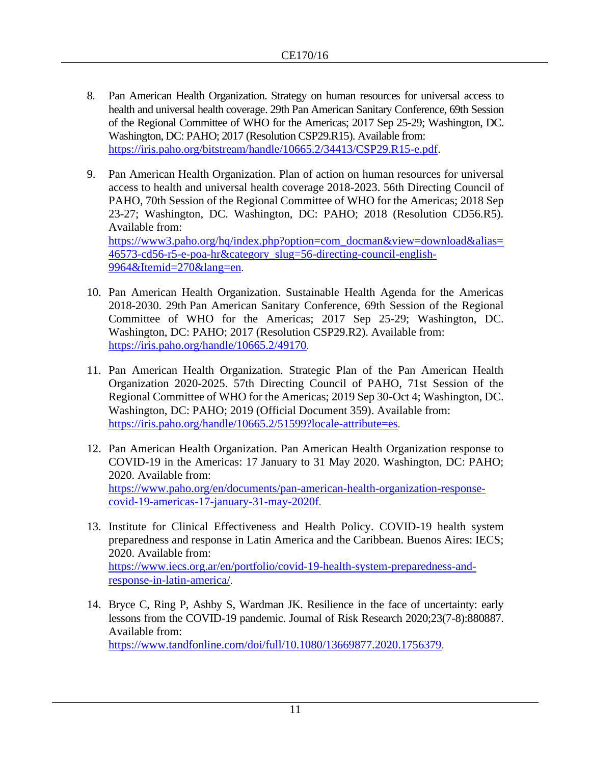8. Pan American Health Organization. Strategy on human resources for universal access to health and universal health coverage. 29th Pan American Sanitary Conference, 69th Session of the Regional Committee of WHO for the Americas; 2017 Sep 25-29; Washington, DC. Washington, DC: PAHO; 2017 (Resolution CSP29.R15). Available from: https://iris.paho.org/bitstream/handle/10665.2/34413/CSP29.R15-e.pdf.

9. Pan American Health Organization. Plan of action on human resources for universal access to health and universal health coverage 2018-2023. 56th Directing Council of PAHO, 70th Session of the Regional Committee of WHO for the Americas; 2018 Sep 23-27; Washington, DC. Washington, DC: PAHO; 2018 (Resolution CD56.R5). Available from: https://www3.paho.org/hq/index.php?option=com_docman&view=download&alias=46573-cd56-r5-e-poa-hr&category_slug=56-directing-council-english-9964&Itemid=270&lang=en.

10. Pan American Health Organization. Sustainable Health Agenda for the Americas 2018-2030. 29th Pan American Sanitary Conference, 69th Session of the Regional Committee of WHO for the Americas; 2017 Sep 25-29; Washington, DC. Washington, DC: PAHO; 2017 (Resolution CSP29.R2). Available from: https://iris.paho.org/handle/10665.2/49170.

11. Pan American Health Organization. Strategic Plan of the Pan American Health Organization 2020-2025. 57th Directing Council of PAHO, 71st Session of the Regional Committee of WHO for the Americas; 2019 Sep 30-Oct 4; Washington, DC. Washington, DC: PAHO; 2019 (Official Document 359). Available from: https://iris.paho.org/handle/10665.2/51599?locale-attribute=es.

12. Pan American Health Organization. Pan American Health Organization response to COVID-19 in the Americas: 17 January to 31 May 2020. Washington, DC: PAHO; 2020. Available from: https://www.paho.org/en/documents/pan-american-health-organization-response-covid-19-americas-17-january-31-may-2020f.

13. Institute for Clinical Effectiveness and Health Policy. COVID-19 health system preparedness and response in Latin America and the Caribbean. Buenos Aires: IECS; 2020. Available from: https://www.iecs.org.ar/en/portfolio/covid-19-health-system-preparedness-and-response-in-latin-america/.

14. Bryce C, Ring P, Ashby S, Wardman JK. Resilience in the face of uncertainty: early lessons from the COVID-19 pandemic. Journal of Risk Research 2020;23(7-8):880887. Available from: https://www.tandfonline.com/doi/full/10.1080/13669877.2020.1756379.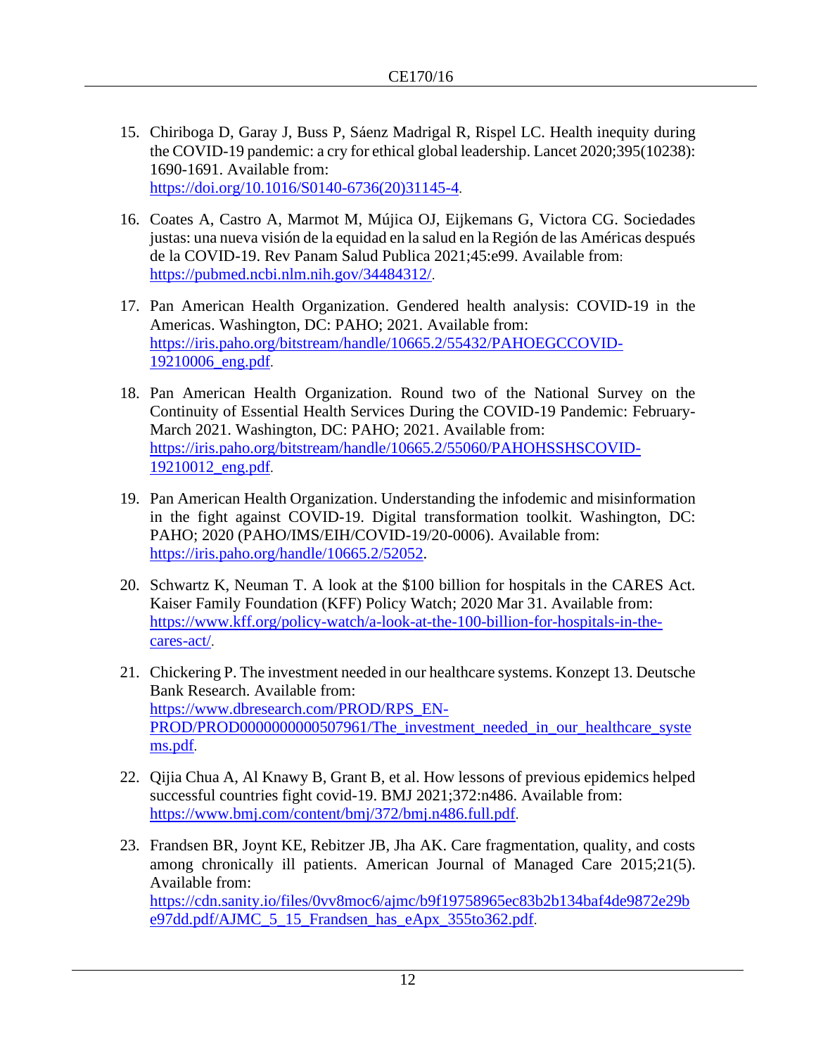15. Chiriboga D, Garay J, Buss P, Sáenz Madrigal R, Rispel LC. Health inequity during the COVID-19 pandemic: a cry for ethical global leadership. Lancet 2020;395(10238): 1690-1691. Available from: https://doi.org/10.1016/S0140-6736(20)31145-4.

16. Coates A, Castro A, Marmot M, Mújica OJ, Eijkemans G, Victora CG. Sociedades justas: una nueva visión de la equidad en la salud en la Región de las Américas después de la COVID-19. Rev Panam Salud Publica 2021;45:e99. Available from: https://pubmed.ncbi.nlm.nih.gov/34484312/.

17. Pan American Health Organization. Gendered health analysis: COVID-19 in the Americas. Washington, DC: PAHO; 2021. Available from: https://iris.paho.org/bitstream/handle/10665.2/55432/PAHOEGCCOVID-19210006_eng.pdf.

18. Pan American Health Organization. Round two of the National Survey on the Continuity of Essential Health Services During the COVID-19 Pandemic: February-March 2021. Washington, DC: PAHO; 2021. Available from: https://iris.paho.org/bitstream/handle/10665.2/55060/PAHOHSSHSCOVID-19210012_eng.pdf.

19. Pan American Health Organization. Understanding the infodemic and misinformation in the fight against COVID-19. Digital transformation toolkit. Washington, DC: PAHO; 2020 (PAHO/IMS/EIH/COVID-19/20-0006). Available from: https://iris.paho.org/handle/10665.2/52052.

20. Schwartz K, Neuman T. A look at the $100 billion for hospitals in the CARES Act. Kaiser Family Foundation (KFF) Policy Watch; 2020 Mar 31. Available from: https://www.kff.org/policy-watch/a-look-at-the-100-billion-for-hospitals-in-the-cares-act/.

21. Chickering P. The investment needed in our healthcare systems. Konzept 13. Deutsche Bank Research. Available from: https://www.dbresearch.com/PROD/RPS_EN-PROD/PROD0000000000507961/The_investment_needed_in_our_healthcare_systems.pdf.

22. Qijia Chua A, Al Knawy B, Grant B, et al. How lessons of previous epidemics helped successful countries fight covid-19. BMJ 2021;372:n486. Available from: https://www.bmj.com/content/bmj/372/bmj.n486.full.pdf.

23. Frandsen BR, Joynt KE, Rebitzer JB, Jha AK. Care fragmentation, quality, and costs among chronically ill patients. American Journal of Managed Care 2015;21(5). Available from: https://cdn.sanity.io/files/0vv8moc6/ajmc/b9f19758965ec83b2b134baf4de9872e29be97dd.pdf/AJMC_5_15_Frandsen_has_eApx_355to362.pdf.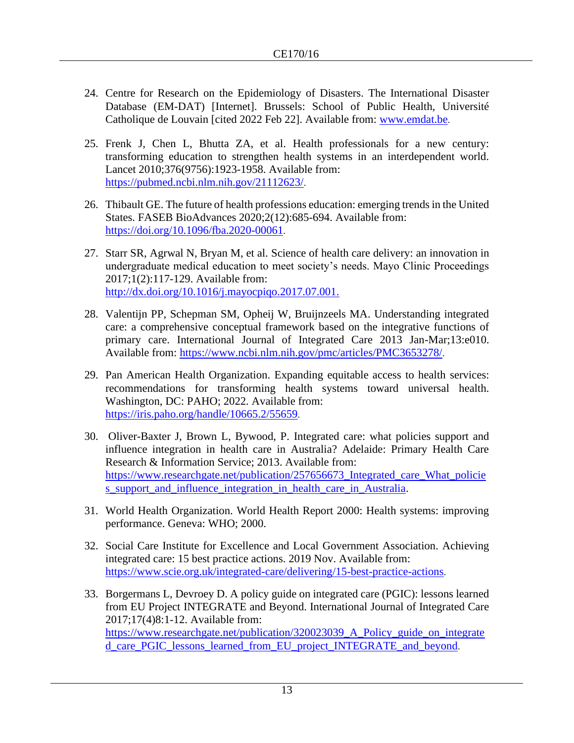24. Centre for Research on the Epidemiology of Disasters. The International Disaster Database (EM-DAT) [Internet]. Brussels: School of Public Health, Université Catholique de Louvain [cited 2022 Feb 22]. Available from: www.emdat.be.

25. Frenk J, Chen L, Bhutta ZA, et al. Health professionals for a new century: transforming education to strengthen health systems in an interdependent world. Lancet 2010;376(9756):1923-1958. Available from: https://pubmed.ncbi.nlm.nih.gov/21112623/.

26. Thibault GE. The future of health professions education: emerging trends in the United States. FASEB BioAdvances 2020;2(12):685-694. Available from: https://doi.org/10.1096/fba.2020-00061.

27. Starr SR, Agrwal N, Bryan M, et al. Science of health care delivery: an innovation in undergraduate medical education to meet society's needs. Mayo Clinic Proceedings 2017;1(2):117-129. Available from: http://dx.doi.org/10.1016/j.mayocpiqo.2017.07.001.

28. Valentijn PP, Schepman SM, Opheij W, Bruijnzeels MA. Understanding integrated care: a comprehensive conceptual framework based on the integrative functions of primary care. International Journal of Integrated Care 2013 Jan-Mar;13:e010. Available from: https://www.ncbi.nlm.nih.gov/pmc/articles/PMC3653278/.

29. Pan American Health Organization. Expanding equitable access to health services: recommendations for transforming health systems toward universal health. Washington, DC: PAHO; 2022. Available from: https://iris.paho.org/handle/10665.2/55659.

30. Oliver-Baxter J, Brown L, Bywood, P. Integrated care: what policies support and influence integration in health care in Australia? Adelaide: Primary Health Care Research & Information Service; 2013. Available from: https://www.researchgate.net/publication/257656673_Integrated_care_What_policies_support_and_influence_integration_in_health_care_in_Australia.

31. World Health Organization. World Health Report 2000: Health systems: improving performance. Geneva: WHO; 2000.

32. Social Care Institute for Excellence and Local Government Association. Achieving integrated care: 15 best practice actions. 2019 Nov. Available from: https://www.scie.org.uk/integrated-care/delivering/15-best-practice-actions.

33. Borgermans L, Devroey D. A policy guide on integrated care (PGIC): lessons learned from EU Project INTEGRATE and Beyond. International Journal of Integrated Care 2017;17(4)8:1-12. Available from: https://www.researchgate.net/publication/320023039_A_Policy_guide_on_integrated_care_PGIC_lessons_learned_from_EU_project_INTEGRATE_and_beyond.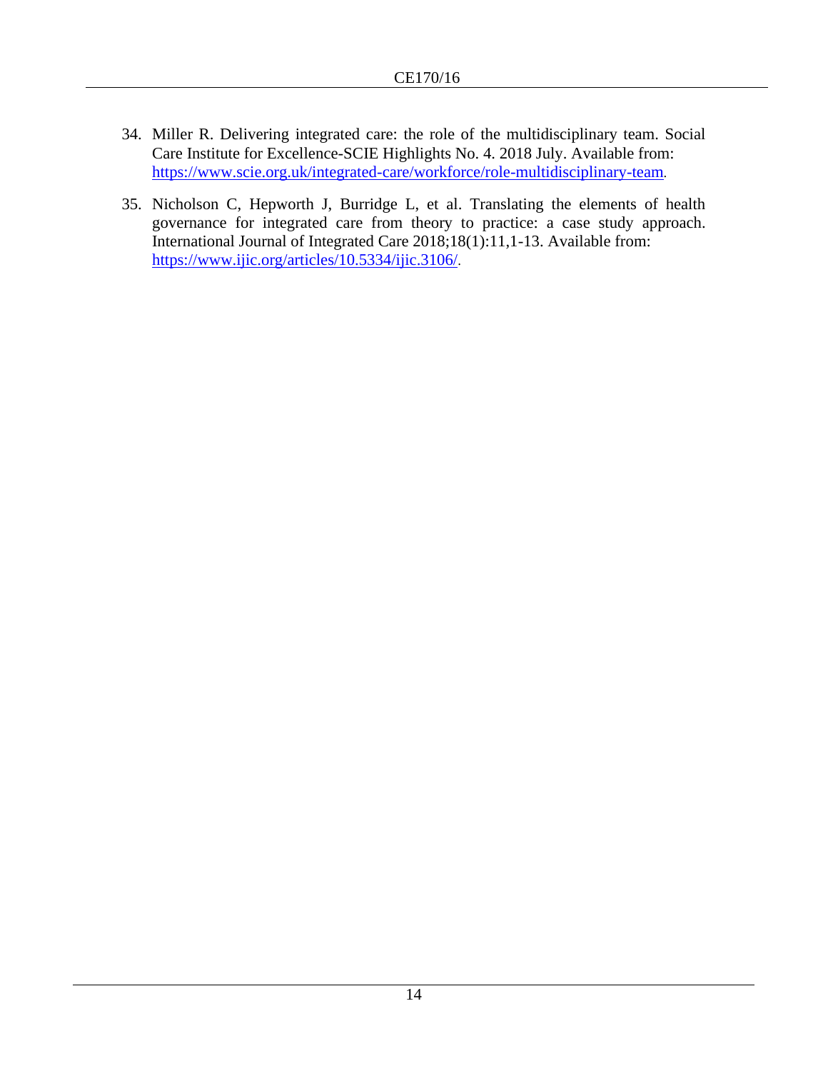34. Miller R. Delivering integrated care: the role of the multidisciplinary team. Social Care Institute for Excellence-SCIE Highlights No. 4. 2018 July. Available from: https://www.scie.org.uk/integrated-care/workforce/role-multidisciplinary-team.

35. Nicholson C, Hepworth J, Burridge L, et al. Translating the elements of health governance for integrated care from theory to practice: a case study approach. International Journal of Integrated Care 2018;18(1):11,1-13. Available from: https://www.ijic.org/articles/10.5334/ijic.3106/.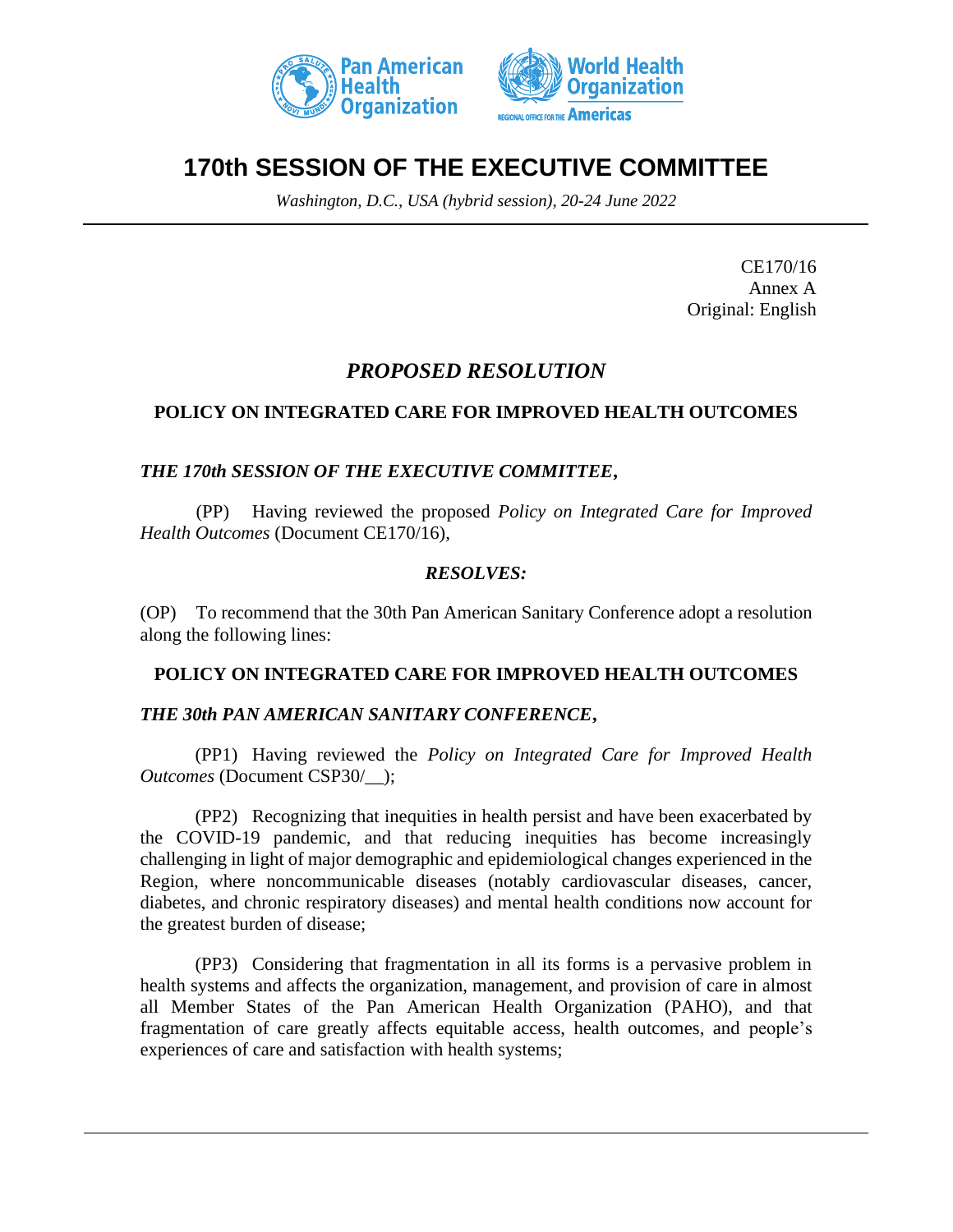# 170th SESSION OF THE EXECUTIVE COMMITTEE

*Washington, D.C., USA (hybrid session), 20-24 June 2022*

CE170/16
Annex A
Original: English

## *PROPOSED RESOLUTION*

### POLICY ON INTEGRATED CARE FOR IMPROVED HEALTH OUTCOMES

***THE 170th SESSION OF THE EXECUTIVE COMMITTEE,***

(PP) Having reviewed the proposed *Policy on Integrated Care for Improved Health Outcomes* (Document CE170/16),

***RESOLVES:***

(OP) To recommend that the 30th Pan American Sanitary Conference adopt a resolution along the following lines:

### POLICY ON INTEGRATED CARE FOR IMPROVED HEALTH OUTCOMES

***THE 30th PAN AMERICAN SANITARY CONFERENCE,***

(PP1) Having reviewed the *Policy on Integrated Care for Improved Health Outcomes* (Document CSP30/__);

(PP2) Recognizing that inequities in health persist and have been exacerbated by the COVID-19 pandemic, and that reducing inequities has become increasingly challenging in light of major demographic and epidemiological changes experienced in the Region, where noncommunicable diseases (notably cardiovascular diseases, cancer, diabetes, and chronic respiratory diseases) and mental health conditions now account for the greatest burden of disease;

(PP3) Considering that fragmentation in all its forms is a pervasive problem in health systems and affects the organization, management, and provision of care in almost all Member States of the Pan American Health Organization (PAHO), and that fragmentation of care greatly affects equitable access, health outcomes, and people's experiences of care and satisfaction with health systems;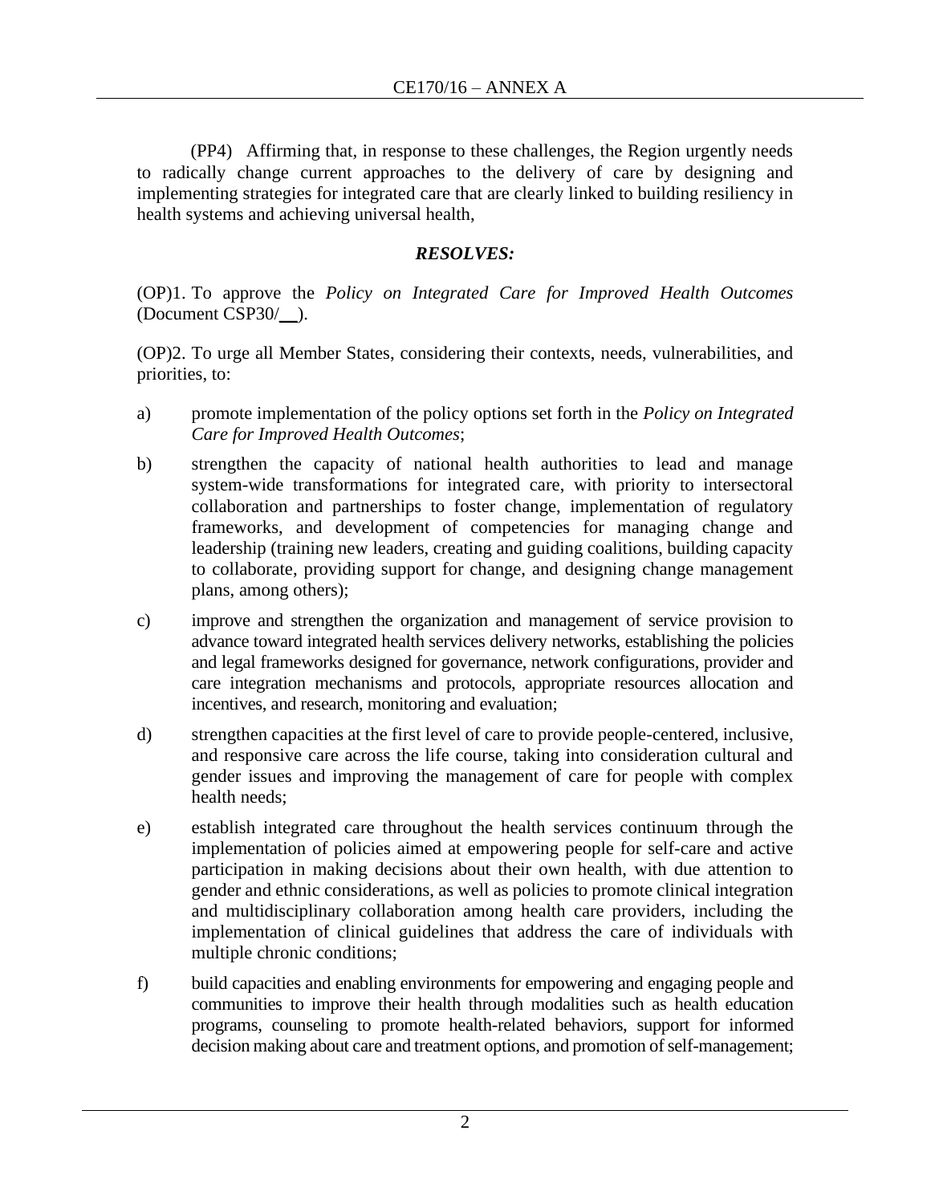(PP4) Affirming that, in response to these challenges, the Region urgently needs to radically change current approaches to the delivery of care by designing and implementing strategies for integrated care that are clearly linked to building resiliency in health systems and achieving universal health,

***RESOLVES:***

(OP)1. To approve the *Policy on Integrated Care for Improved Health Outcomes* (Document CSP30/__).

(OP)2. To urge all Member States, considering their contexts, needs, vulnerabilities, and priorities, to:

a) promote implementation of the policy options set forth in the *Policy on Integrated Care for Improved Health Outcomes*;

b) strengthen the capacity of national health authorities to lead and manage system-wide transformations for integrated care, with priority to intersectoral collaboration and partnerships to foster change, implementation of regulatory frameworks, and development of competencies for managing change and leadership (training new leaders, creating and guiding coalitions, building capacity to collaborate, providing support for change, and designing change management plans, among others);

c) improve and strengthen the organization and management of service provision to advance toward integrated health services delivery networks, establishing the policies and legal frameworks designed for governance, network configurations, provider and care integration mechanisms and protocols, appropriate resources allocation and incentives, and research, monitoring and evaluation;

d) strengthen capacities at the first level of care to provide people-centered, inclusive, and responsive care across the life course, taking into consideration cultural and gender issues and improving the management of care for people with complex health needs;

e) establish integrated care throughout the health services continuum through the implementation of policies aimed at empowering people for self-care and active participation in making decisions about their own health, with due attention to gender and ethnic considerations, as well as policies to promote clinical integration and multidisciplinary collaboration among health care providers, including the implementation of clinical guidelines that address the care of individuals with multiple chronic conditions;

f) build capacities and enabling environments for empowering and engaging people and communities to improve their health through modalities such as health education programs, counseling to promote health-related behaviors, support for informed decision making about care and treatment options, and promotion of self-management;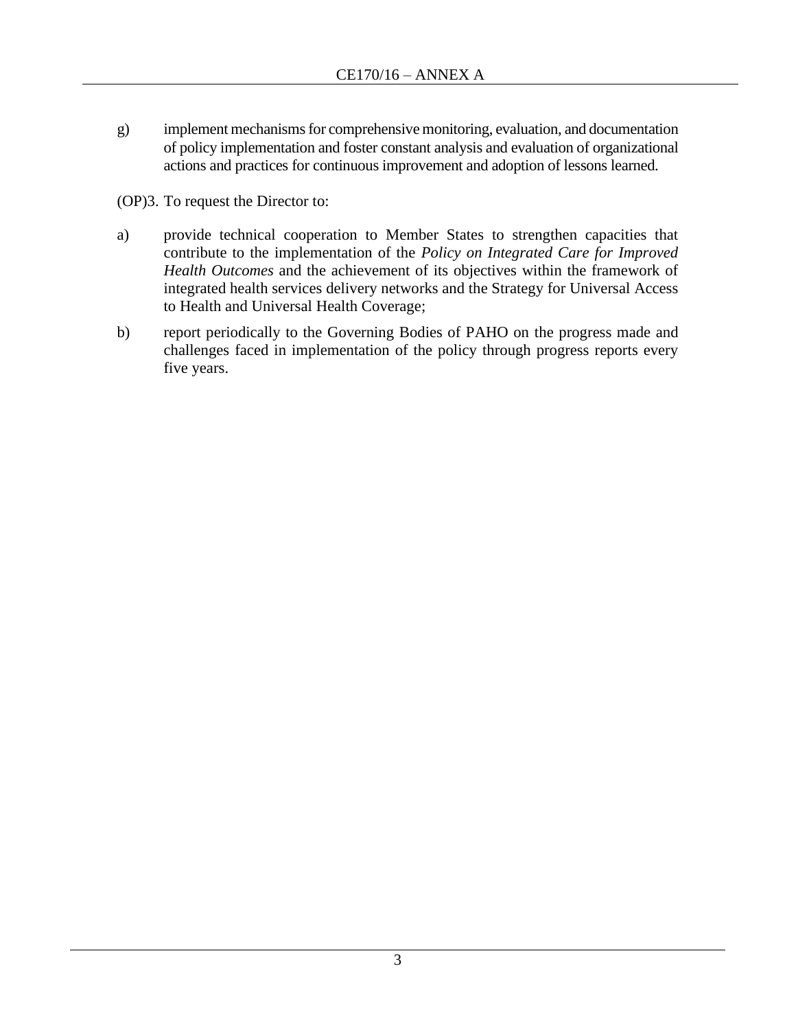g) implement mechanisms for comprehensive monitoring, evaluation, and documentation of policy implementation and foster constant analysis and evaluation of organizational actions and practices for continuous improvement and adoption of lessons learned.

(OP)3. To request the Director to:

a) provide technical cooperation to Member States to strengthen capacities that contribute to the implementation of the *Policy on Integrated Care for Improved Health Outcomes* and the achievement of its objectives within the framework of integrated health services delivery networks and the Strategy for Universal Access to Health and Universal Health Coverage;

b) report periodically to the Governing Bodies of PAHO on the progress made and challenges faced in implementation of the policy through progress reports every five years.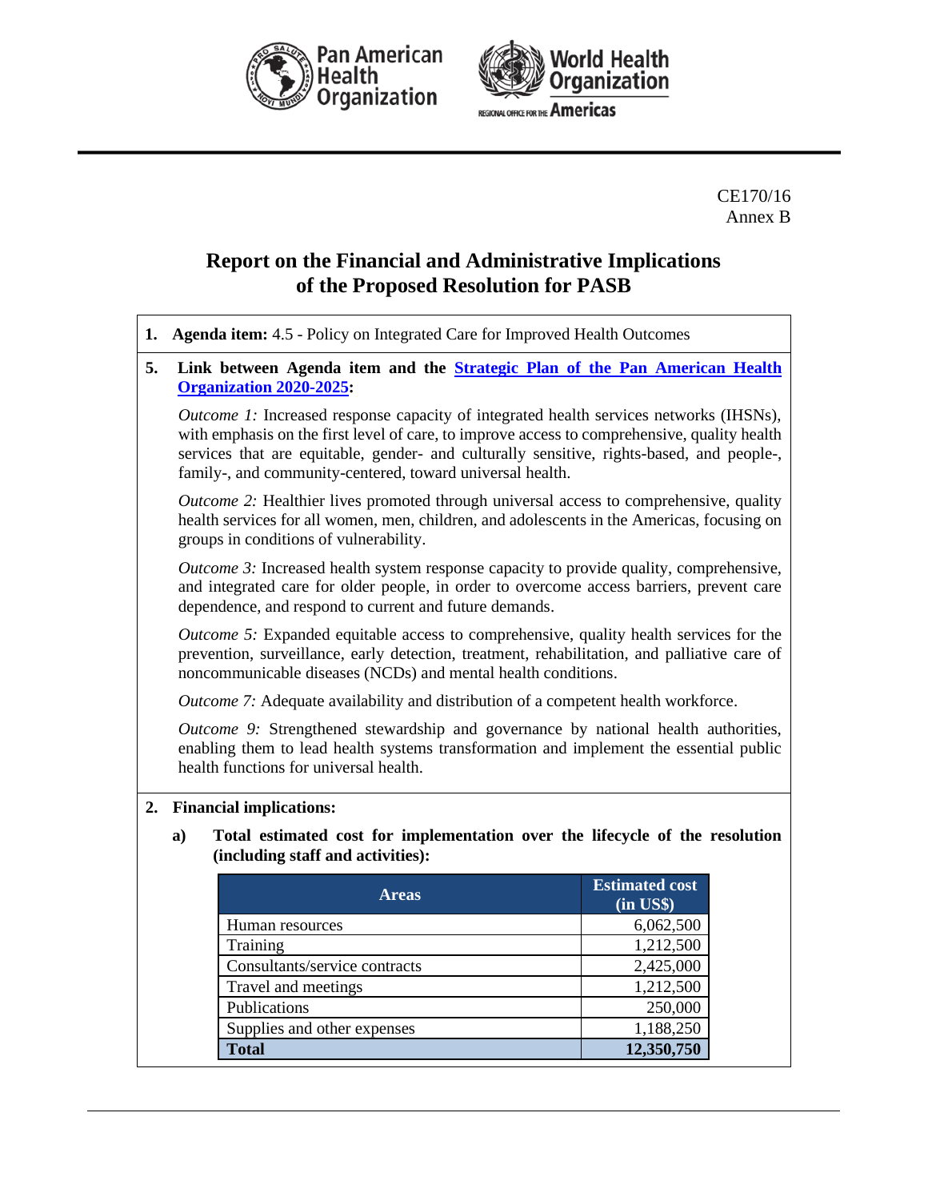CE170/16
Annex B

# Report on the Financial and Administrative Implications of the Proposed Resolution for PASB

**1. Agenda item:** 4.5 - Policy on Integrated Care for Improved Health Outcomes

**5. Link between Agenda item and the Strategic Plan of the Pan American Health Organization 2020-2025:**

*Outcome 1:* Increased response capacity of integrated health services networks (IHSNs), with emphasis on the first level of care, to improve access to comprehensive, quality health services that are equitable, gender- and culturally sensitive, rights-based, and people-, family-, and community-centered, toward universal health.

*Outcome 2:* Healthier lives promoted through universal access to comprehensive, quality health services for all women, men, children, and adolescents in the Americas, focusing on groups in conditions of vulnerability.

*Outcome 3:* Increased health system response capacity to provide quality, comprehensive, and integrated care for older people, in order to overcome access barriers, prevent care dependence, and respond to current and future demands.

*Outcome 5:* Expanded equitable access to comprehensive, quality health services for the prevention, surveillance, early detection, treatment, rehabilitation, and palliative care of noncommunicable diseases (NCDs) and mental health conditions.

*Outcome 7:* Adequate availability and distribution of a competent health workforce.

*Outcome 9:* Strengthened stewardship and governance by national health authorities, enabling them to lead health systems transformation and implement the essential public health functions for universal health.

**2. Financial implications:**

**a) Total estimated cost for implementation over the lifecycle of the resolution (including staff and activities):**

| Areas | Estimated cost (in US$) |
|---|---|
| Human resources | 6,062,500 |
| Training | 1,212,500 |
| Consultants/service contracts | 2,425,000 |
| Travel and meetings | 1,212,500 |
| Publications | 250,000 |
| Supplies and other expenses | 1,188,250 |
| **Total** | **12,350,750** |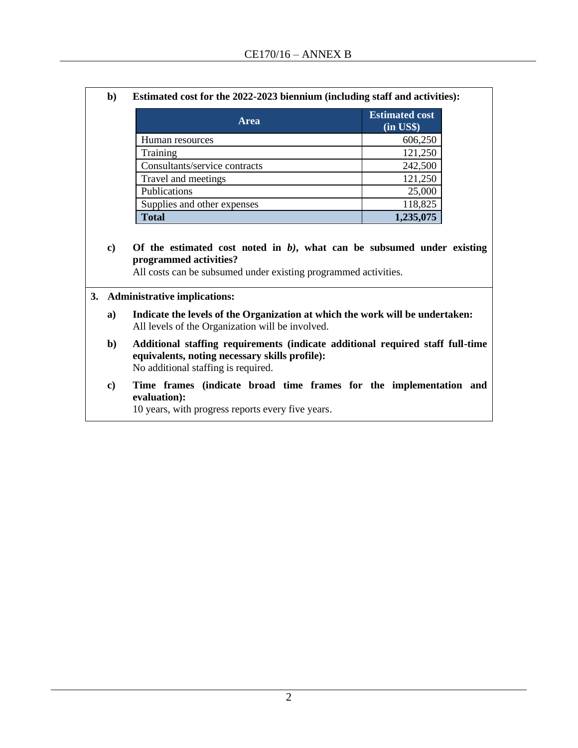**b) Estimated cost for the 2022-2023 biennium (including staff and activities):**

| Area | Estimated cost (in US$) |
|---|---:|
| Human resources | 606,250 |
| Training | 121,250 |
| Consultants/service contracts | 242,500 |
| Travel and meetings | 121,250 |
| Publications | 25,000 |
| Supplies and other expenses | 118,825 |
| **Total** | **1,235,075** |

**c) Of the estimated cost noted in *b)*, what can be subsumed under existing programmed activities?**
All costs can be subsumed under existing programmed activities.

**3. Administrative implications:**

**a) Indicate the levels of the Organization at which the work will be undertaken:**
All levels of the Organization will be involved.

**b) Additional staffing requirements (indicate additional required staff full-time equivalents, noting necessary skills profile):**
No additional staffing is required.

**c) Time frames (indicate broad time frames for the implementation and evaluation):**
10 years, with progress reports every five years.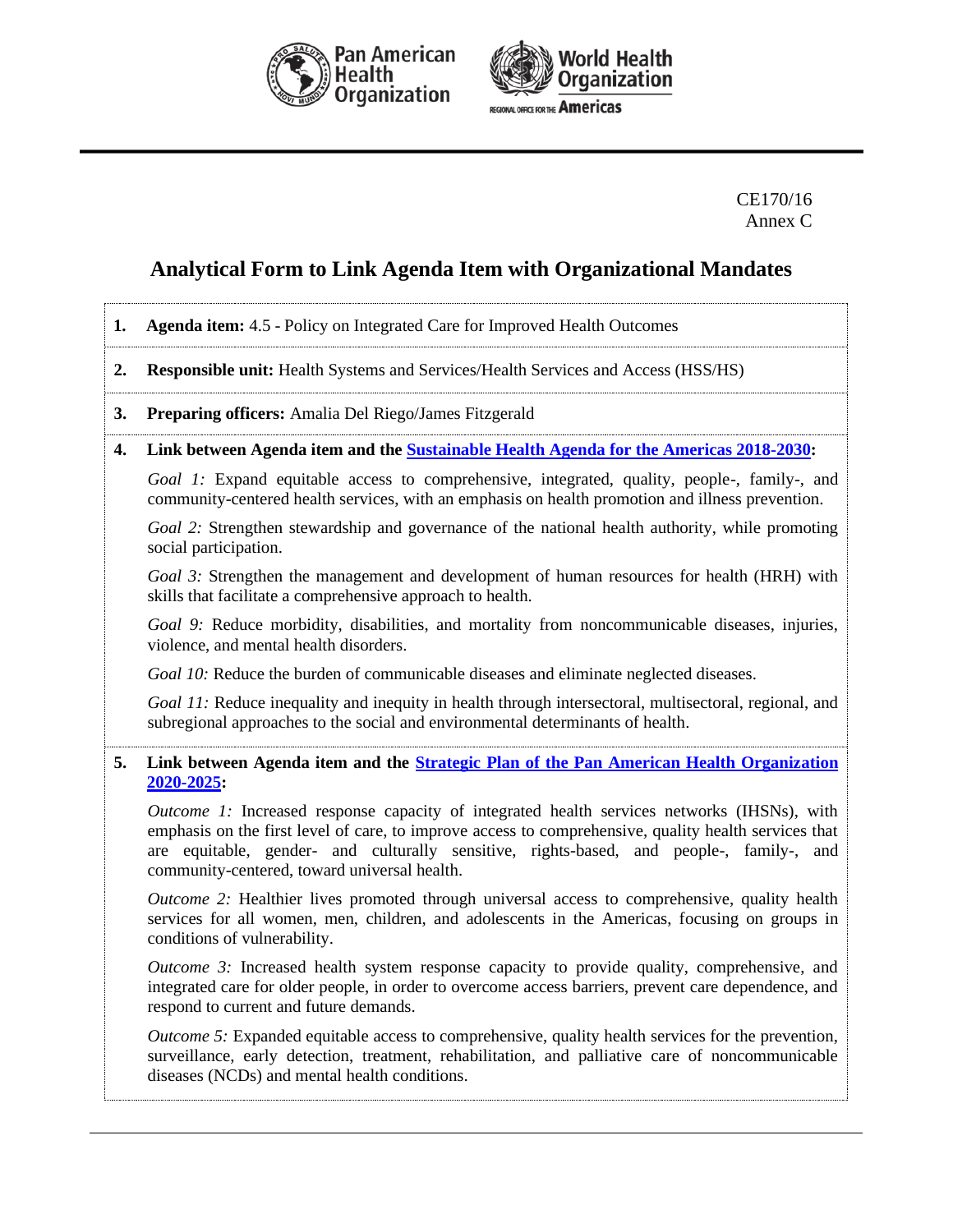CE170/16
Annex C

# Analytical Form to Link Agenda Item with Organizational Mandates

**1. Agenda item:** 4.5 - Policy on Integrated Care for Improved Health Outcomes

**2. Responsible unit:** Health Systems and Services/Health Services and Access (HSS/HS)

**3. Preparing officers:** Amalia Del Riego/James Fitzgerald

**4. Link between Agenda item and the Sustainable Health Agenda for the Americas 2018-2030:**

*Goal 1:* Expand equitable access to comprehensive, integrated, quality, people-, family-, and community-centered health services, with an emphasis on health promotion and illness prevention.

*Goal 2:* Strengthen stewardship and governance of the national health authority, while promoting social participation.

*Goal 3:* Strengthen the management and development of human resources for health (HRH) with skills that facilitate a comprehensive approach to health.

*Goal 9:* Reduce morbidity, disabilities, and mortality from noncommunicable diseases, injuries, violence, and mental health disorders.

*Goal 10:* Reduce the burden of communicable diseases and eliminate neglected diseases.

*Goal 11:* Reduce inequality and inequity in health through intersectoral, multisectoral, regional, and subregional approaches to the social and environmental determinants of health.

**5. Link between Agenda item and the Strategic Plan of the Pan American Health Organization 2020-2025:**

*Outcome 1:* Increased response capacity of integrated health services networks (IHSNs), with emphasis on the first level of care, to improve access to comprehensive, quality health services that are equitable, gender- and culturally sensitive, rights-based, and people-, family-, and community-centered, toward universal health.

*Outcome 2:* Healthier lives promoted through universal access to comprehensive, quality health services for all women, men, children, and adolescents in the Americas, focusing on groups in conditions of vulnerability.

*Outcome 3:* Increased health system response capacity to provide quality, comprehensive, and integrated care for older people, in order to overcome access barriers, prevent care dependence, and respond to current and future demands.

*Outcome 5:* Expanded equitable access to comprehensive, quality health services for the prevention, surveillance, early detection, treatment, rehabilitation, and palliative care of noncommunicable diseases (NCDs) and mental health conditions.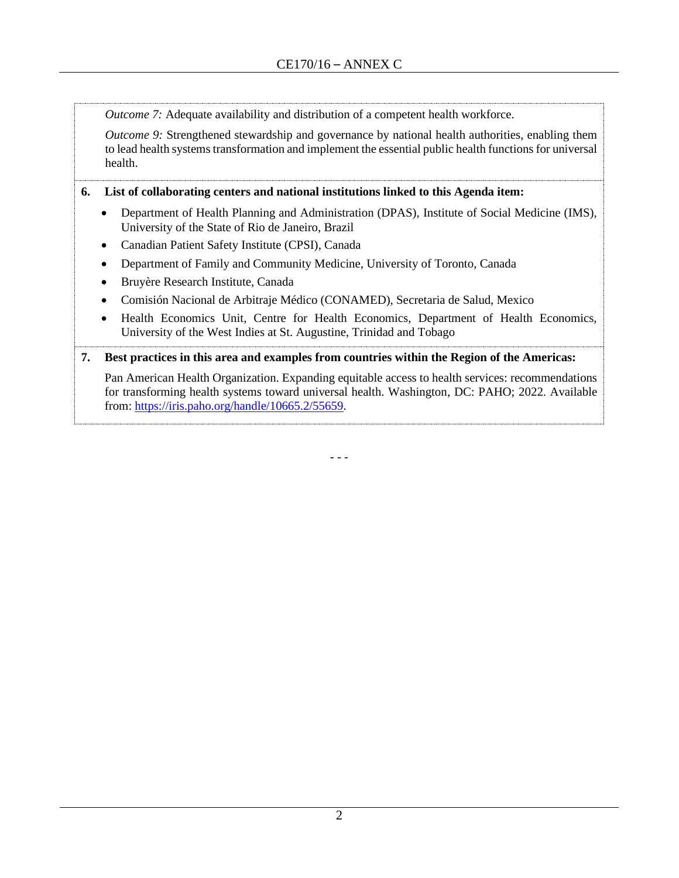*Outcome 7:* Adequate availability and distribution of a competent health workforce.

*Outcome 9:* Strengthened stewardship and governance by national health authorities, enabling them to lead health systems transformation and implement the essential public health functions for universal health.

**6. List of collaborating centers and national institutions linked to this Agenda item:**

- Department of Health Planning and Administration (DPAS), Institute of Social Medicine (IMS), University of the State of Rio de Janeiro, Brazil
- Canadian Patient Safety Institute (CPSI), Canada
- Department of Family and Community Medicine, University of Toronto, Canada
- Bruyère Research Institute, Canada
- Comisión Nacional de Arbitraje Médico (CONAMED), Secretaria de Salud, Mexico
- Health Economics Unit, Centre for Health Economics, Department of Health Economics, University of the West Indies at St. Augustine, Trinidad and Tobago

**7. Best practices in this area and examples from countries within the Region of the Americas:**

Pan American Health Organization. Expanding equitable access to health services: recommendations for transforming health systems toward universal health. Washington, DC: PAHO; 2022. Available from: https://iris.paho.org/handle/10665.2/55659.

- - -